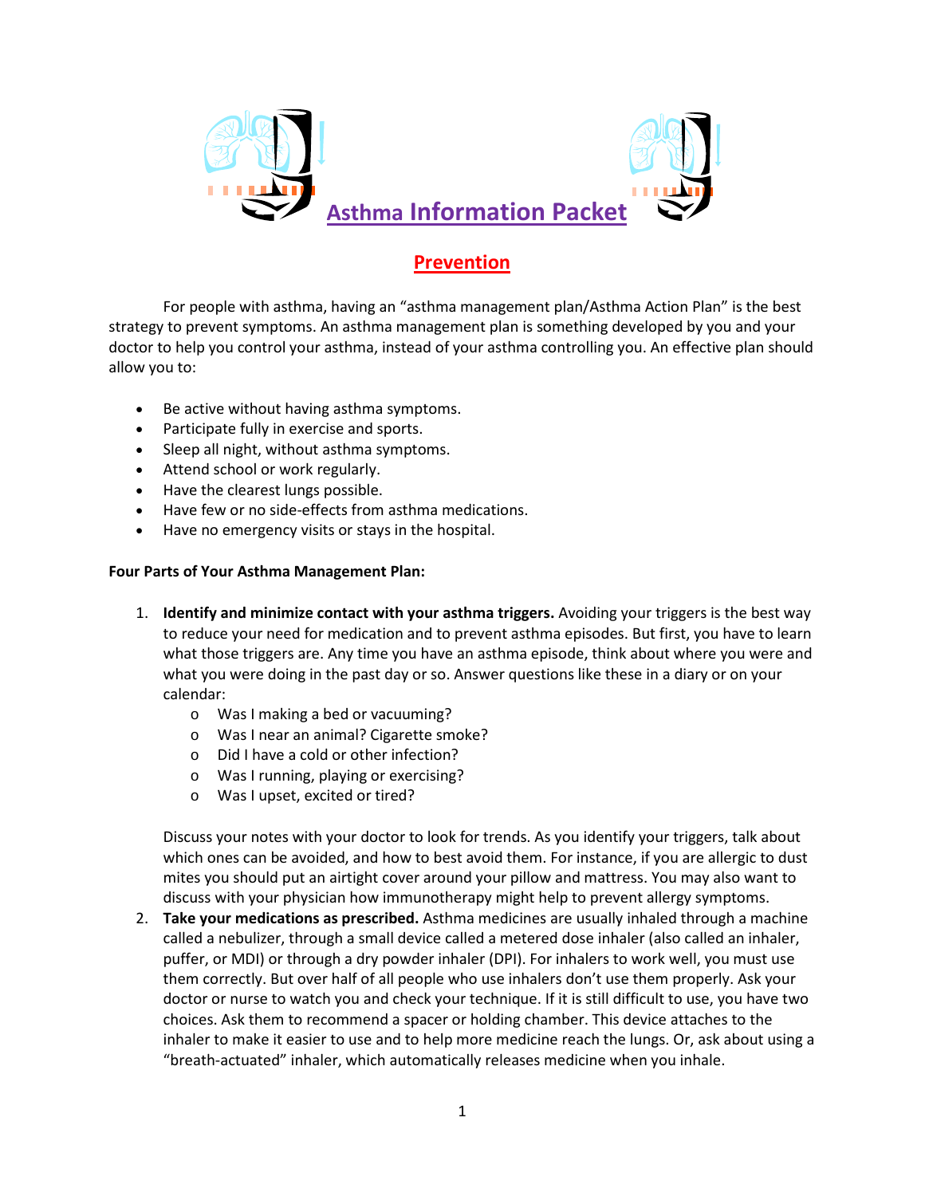# Asthma Information Packet

## Prevention

For people with asthma, having an "asthma management plan/Asthma Action Plan" is the best strategy to prevent symptoms. An asthma management plan is something developed by you and your doctor to help you control your asthma, instead of your asthma controlling you. An effective plan should allow you to:

- Be active without having asthma symptoms.
- Participate fully in exercise and sports.
- Sleep all night, without asthma symptoms.
- Attend school or work regularly.
- Have the clearest lungs possible.
- Have few or no side-effects from asthma medications.
- Have no emergency visits or stays in the hospital.

**Four Parts of Your Asthma Management Plan:**

1. **Identify and minimize contact with your asthma triggers.** Avoiding your triggers is the best way to reduce your need for medication and to prevent asthma episodes. But first, you have to learn what those triggers are. Any time you have an asthma episode, think about where you were and what you were doing in the past day or so. Answer questions like these in a diary or on your calendar:
   - Was I making a bed or vacuuming?
   - Was I near an animal? Cigarette smoke?
   - Did I have a cold or other infection?
   - Was I running, playing or exercising?
   - Was I upset, excited or tired?

   Discuss your notes with your doctor to look for trends. As you identify your triggers, talk about which ones can be avoided, and how to best avoid them. For instance, if you are allergic to dust mites you should put an airtight cover around your pillow and mattress. You may also want to discuss with your physician how immunotherapy might help to prevent allergy symptoms.
2. **Take your medications as prescribed.** Asthma medicines are usually inhaled through a machine called a nebulizer, through a small device called a metered dose inhaler (also called an inhaler, puffer, or MDI) or through a dry powder inhaler (DPI). For inhalers to work well, you must use them correctly. But over half of all people who use inhalers don't use them properly. Ask your doctor or nurse to watch you and check your technique. If it is still difficult to use, you have two choices. Ask them to recommend a spacer or holding chamber. This device attaches to the inhaler to make it easier to use and to help more medicine reach the lungs. Or, ask about using a "breath-actuated" inhaler, which automatically releases medicine when you inhale.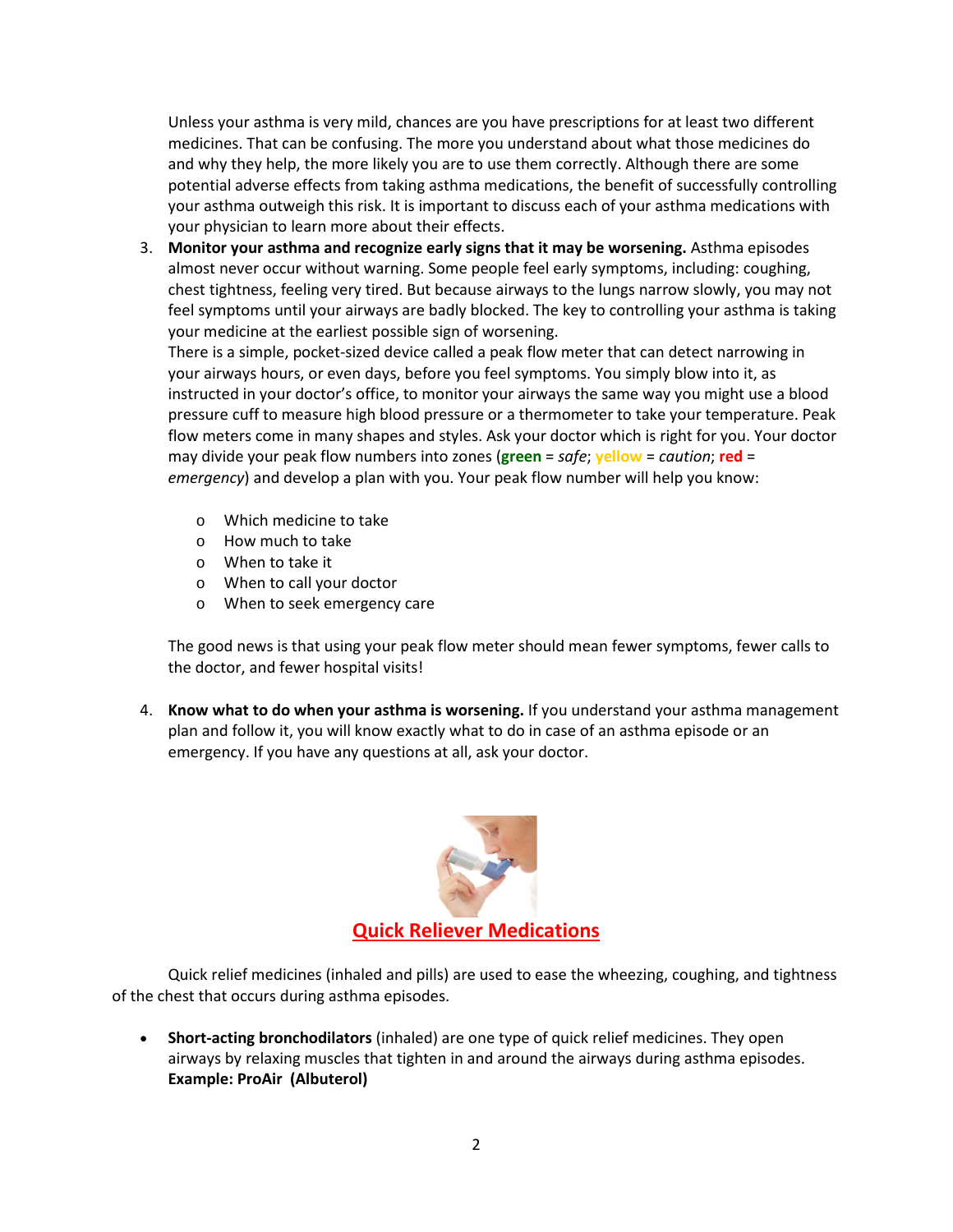Unless your asthma is very mild, chances are you have prescriptions for at least two different medicines. That can be confusing. The more you understand about what those medicines do and why they help, the more likely you are to use them correctly. Although there are some potential adverse effects from taking asthma medications, the benefit of successfully controlling your asthma outweigh this risk. It is important to discuss each of your asthma medications with your physician to learn more about their effects.

3. **Monitor your asthma and recognize early signs that it may be worsening.** Asthma episodes almost never occur without warning. Some people feel early symptoms, including: coughing, chest tightness, feeling very tired. But because airways to the lungs narrow slowly, you may not feel symptoms until your airways are badly blocked. The key to controlling your asthma is taking your medicine at the earliest possible sign of worsening.
   There is a simple, pocket-sized device called a peak flow meter that can detect narrowing in your airways hours, or even days, before you feel symptoms. You simply blow into it, as instructed in your doctor's office, to monitor your airways the same way you might use a blood pressure cuff to measure high blood pressure or a thermometer to take your temperature. Peak flow meters come in many shapes and styles. Ask your doctor which is right for you. Your doctor may divide your peak flow numbers into zones (**green** = *safe*; **yellow** = *caution*; **red** = *emergency*) and develop a plan with you. Your peak flow number will help you know:

   - Which medicine to take
   - How much to take
   - When to take it
   - When to call your doctor
   - When to seek emergency care

   The good news is that using your peak flow meter should mean fewer symptoms, fewer calls to the doctor, and fewer hospital visits!

4. **Know what to do when your asthma is worsening.** If you understand your asthma management plan and follow it, you will know exactly what to do in case of an asthma episode or an emergency. If you have any questions at all, ask your doctor.

## Quick Reliever Medications

Quick relief medicines (inhaled and pills) are used to ease the wheezing, coughing, and tightness of the chest that occurs during asthma episodes.

- **Short-acting bronchodilators** (inhaled) are one type of quick relief medicines. They open airways by relaxing muscles that tighten in and around the airways during asthma episodes.
  **Example: ProAir (Albuterol)**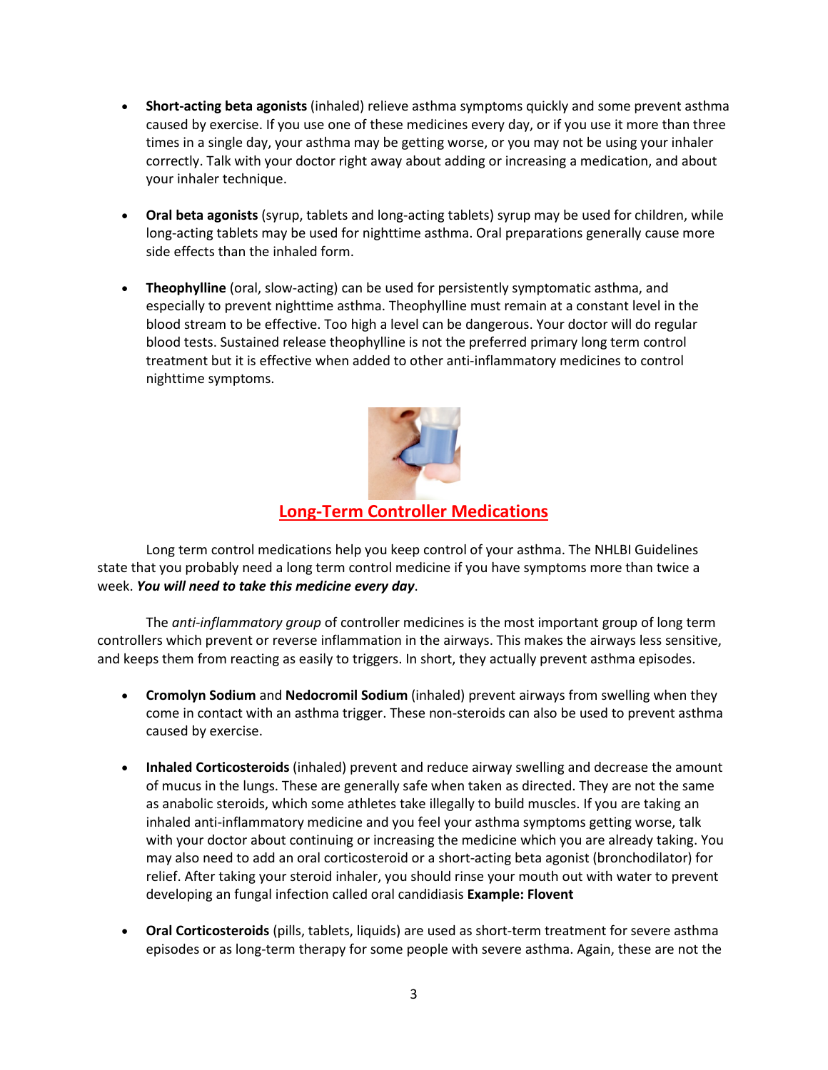- **Short-acting beta agonists** (inhaled) relieve asthma symptoms quickly and some prevent asthma caused by exercise. If you use one of these medicines every day, or if you use it more than three times in a single day, your asthma may be getting worse, or you may not be using your inhaler correctly. Talk with your doctor right away about adding or increasing a medication, and about your inhaler technique.

- **Oral beta agonists** (syrup, tablets and long-acting tablets) syrup may be used for children, while long-acting tablets may be used for nighttime asthma. Oral preparations generally cause more side effects than the inhaled form.

- **Theophylline** (oral, slow-acting) can be used for persistently symptomatic asthma, and especially to prevent nighttime asthma. Theophylline must remain at a constant level in the blood stream to be effective. Too high a level can be dangerous. Your doctor will do regular blood tests. Sustained release theophylline is not the preferred primary long term control treatment but it is effective when added to other anti-inflammatory medicines to control nighttime symptoms.

## Long-Term Controller Medications

Long term control medications help you keep control of your asthma. The NHLBI Guidelines state that you probably need a long term control medicine if you have symptoms more than twice a week. ***You will need to take this medicine every day***.

The *anti-inflammatory group* of controller medicines is the most important group of long term controllers which prevent or reverse inflammation in the airways. This makes the airways less sensitive, and keeps them from reacting as easily to triggers. In short, they actually prevent asthma episodes.

- **Cromolyn Sodium** and **Nedocromil Sodium** (inhaled) prevent airways from swelling when they come in contact with an asthma trigger. These non-steroids can also be used to prevent asthma caused by exercise.

- **Inhaled Corticosteroids** (inhaled) prevent and reduce airway swelling and decrease the amount of mucus in the lungs. These are generally safe when taken as directed. They are not the same as anabolic steroids, which some athletes take illegally to build muscles. If you are taking an inhaled anti-inflammatory medicine and you feel your asthma symptoms getting worse, talk with your doctor about continuing or increasing the medicine which you are already taking. You may also need to add an oral corticosteroid or a short-acting beta agonist (bronchodilator) for relief. After taking your steroid inhaler, you should rinse your mouth out with water to prevent developing an fungal infection called oral candidiasis **Example: Flovent**

- **Oral Corticosteroids** (pills, tablets, liquids) are used as short-term treatment for severe asthma episodes or as long-term therapy for some people with severe asthma. Again, these are not the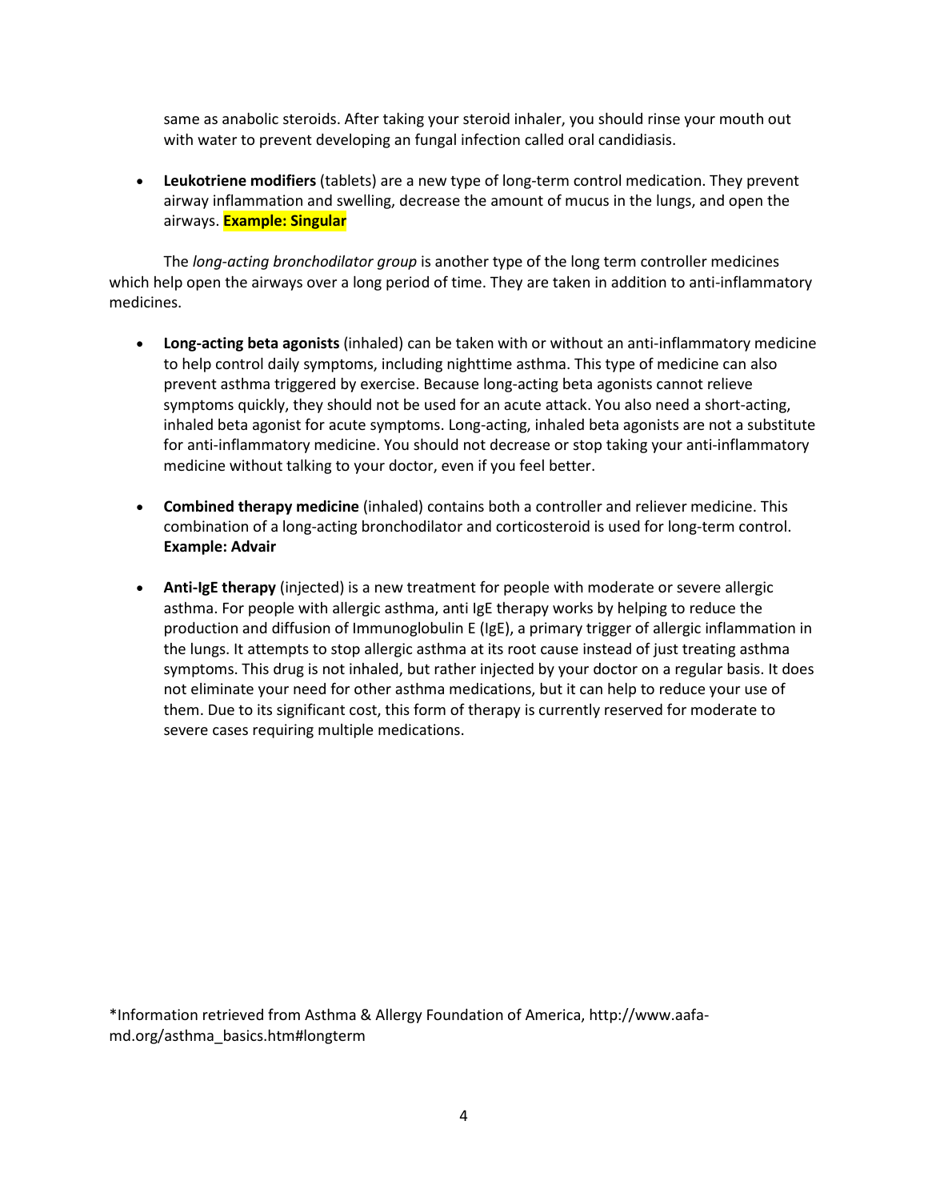same as anabolic steroids. After taking your steroid inhaler, you should rinse your mouth out with water to prevent developing an fungal infection called oral candidiasis.

- **Leukotriene modifiers** (tablets) are a new type of long-term control medication. They prevent airway inflammation and swelling, decrease the amount of mucus in the lungs, and open the airways. **Example: Singular**

The *long-acting bronchodilator group* is another type of the long term controller medicines which help open the airways over a long period of time. They are taken in addition to anti-inflammatory medicines.

- **Long-acting beta agonists** (inhaled) can be taken with or without an anti-inflammatory medicine to help control daily symptoms, including nighttime asthma. This type of medicine can also prevent asthma triggered by exercise. Because long-acting beta agonists cannot relieve symptoms quickly, they should not be used for an acute attack. You also need a short-acting, inhaled beta agonist for acute symptoms. Long-acting, inhaled beta agonists are not a substitute for anti-inflammatory medicine. You should not decrease or stop taking your anti-inflammatory medicine without talking to your doctor, even if you feel better.

- **Combined therapy medicine** (inhaled) contains both a controller and reliever medicine. This combination of a long-acting bronchodilator and corticosteroid is used for long-term control. **Example: Advair**

- **Anti-IgE therapy** (injected) is a new treatment for people with moderate or severe allergic asthma. For people with allergic asthma, anti IgE therapy works by helping to reduce the production and diffusion of Immunoglobulin E (IgE), a primary trigger of allergic inflammation in the lungs. It attempts to stop allergic asthma at its root cause instead of just treating asthma symptoms. This drug is not inhaled, but rather injected by your doctor on a regular basis. It does not eliminate your need for other asthma medications, but it can help to reduce your use of them. Due to its significant cost, this form of therapy is currently reserved for moderate to severe cases requiring multiple medications.

*Information retrieved from Asthma & Allergy Foundation of America, http://www.aafa-md.org/asthma_basics.htm#longterm